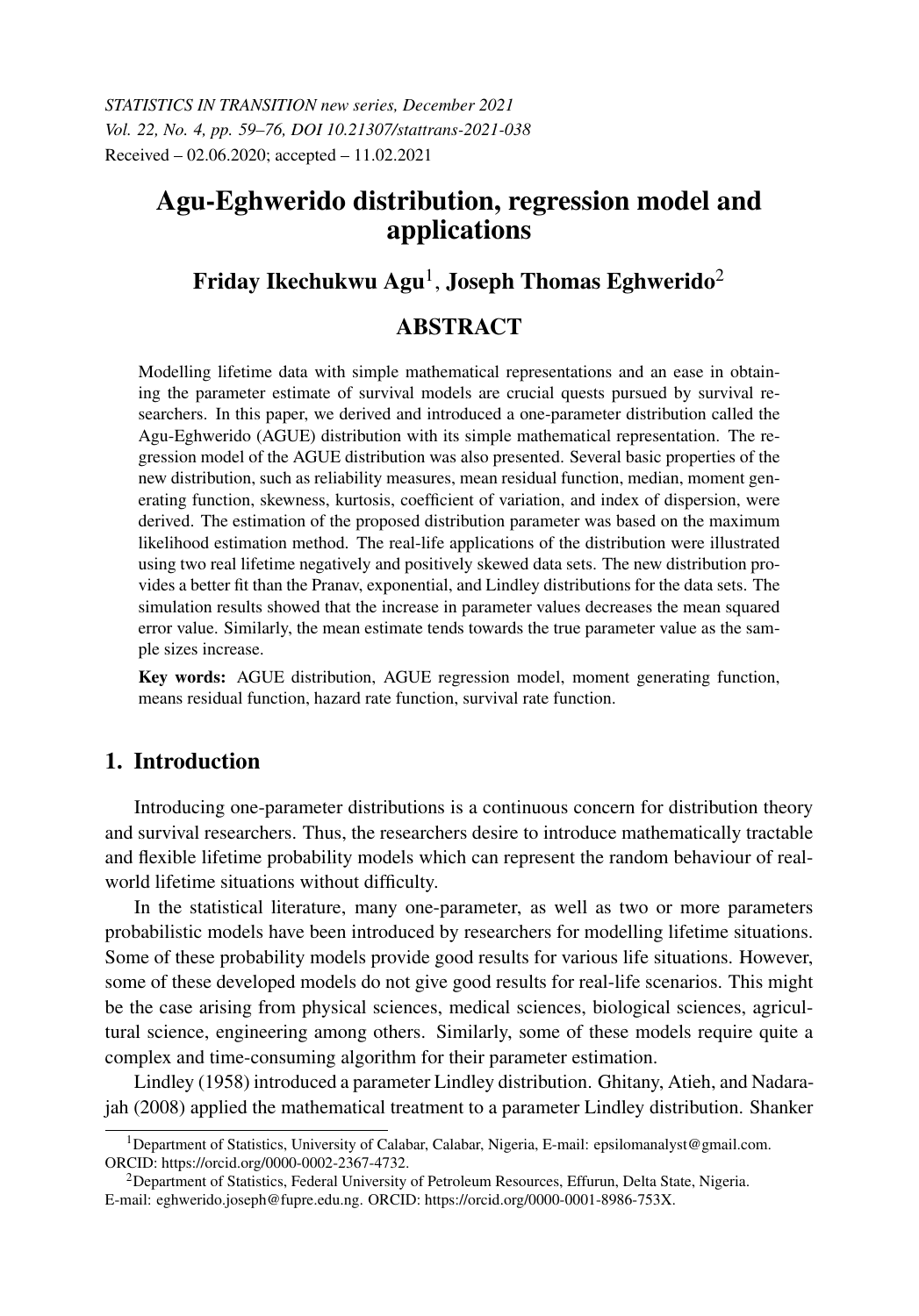*STATISTICS IN TRANSITION new series, December 2021*
*Vol. 22, No. 4, pp. 59–76, DOI 10.21307/stattrans-2021-038*
Received – 02.06.2020; accepted – 11.02.2021

# Agu-Eghwerido distribution, regression model and applications

### Friday Ikechukwu Agu[1], Joseph Thomas Eghwerido[2]

## ABSTRACT

Modelling lifetime data with simple mathematical representations and an ease in obtaining the parameter estimate of survival models are crucial quests pursued by survival researchers. In this paper, we derived and introduced a one-parameter distribution called the Agu-Eghwerido (AGUE) distribution with its simple mathematical representation. The regression model of the AGUE distribution was also presented. Several basic properties of the new distribution, such as reliability measures, mean residual function, median, moment generating function, skewness, kurtosis, coefficient of variation, and index of dispersion, were derived. The estimation of the proposed distribution parameter was based on the maximum likelihood estimation method. The real-life applications of the distribution were illustrated using two real lifetime negatively and positively skewed data sets. The new distribution provides a better fit than the Pranav, exponential, and Lindley distributions for the data sets. The simulation results showed that the increase in parameter values decreases the mean squared error value. Similarly, the mean estimate tends towards the true parameter value as the sample sizes increase.

**Key words:** AGUE distribution, AGUE regression model, moment generating function, means residual function, hazard rate function, survival rate function.

## 1. Introduction

Introducing one-parameter distributions is a continuous concern for distribution theory and survival researchers. Thus, the researchers desire to introduce mathematically tractable and flexible lifetime probability models which can represent the random behaviour of real-world lifetime situations without difficulty.

In the statistical literature, many one-parameter, as well as two or more parameters probabilistic models have been introduced by researchers for modelling lifetime situations. Some of these probability models provide good results for various life situations. However, some of these developed models do not give good results for real-life scenarios. This might be the case arising from physical sciences, medical sciences, biological sciences, agricultural science, engineering among others. Similarly, some of these models require quite a complex and time-consuming algorithm for their parameter estimation.

Lindley (1958) introduced a parameter Lindley distribution. Ghitany, Atieh, and Nadarajah (2008) applied the mathematical treatment to a parameter Lindley distribution. Shanker

[1]Department of Statistics, University of Calabar, Calabar, Nigeria, E-mail: epsilomanalyst@gmail.com. ORCID: https://orcid.org/0000-0002-2367-4732.

[2]Department of Statistics, Federal University of Petroleum Resources, Effurun, Delta State, Nigeria. E-mail: eghwerido.joseph@fupre.edu.ng. ORCID: https://orcid.org/0000-0001-8986-753X.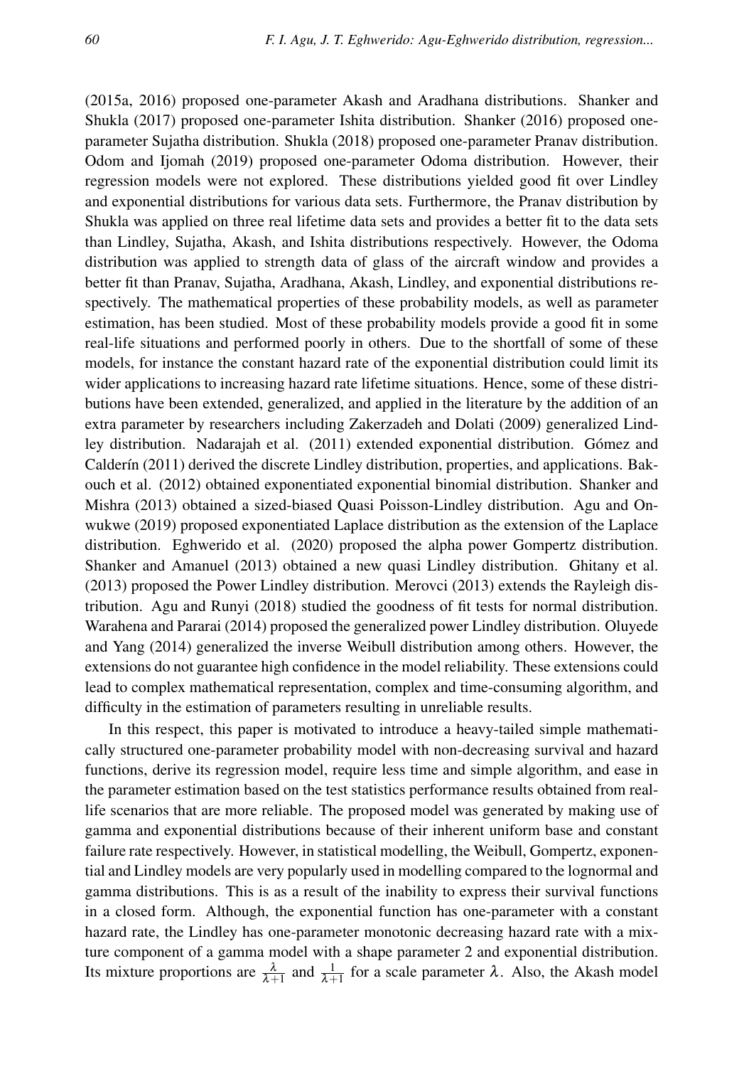(2015a, 2016) proposed one-parameter Akash and Aradhana distributions. Shanker and Shukla (2017) proposed one-parameter Ishita distribution. Shanker (2016) proposed one-parameter Sujatha distribution. Shukla (2018) proposed one-parameter Pranav distribution. Odom and Ijomah (2019) proposed one-parameter Odoma distribution. However, their regression models were not explored. These distributions yielded good fit over Lindley and exponential distributions for various data sets. Furthermore, the Pranav distribution by Shukla was applied on three real lifetime data sets and provides a better fit to the data sets than Lindley, Sujatha, Akash, and Ishita distributions respectively. However, the Odoma distribution was applied to strength data of glass of the aircraft window and provides a better fit than Pranav, Sujatha, Aradhana, Akash, Lindley, and exponential distributions respectively. The mathematical properties of these probability models, as well as parameter estimation, has been studied. Most of these probability models provide a good fit in some real-life situations and performed poorly in others. Due to the shortfall of some of these models, for instance the constant hazard rate of the exponential distribution could limit its wider applications to increasing hazard rate lifetime situations. Hence, some of these distributions have been extended, generalized, and applied in the literature by the addition of an extra parameter by researchers including Zakerzadeh and Dolati (2009) generalized Lindley distribution. Nadarajah et al. (2011) extended exponential distribution. Gómez and Calderín (2011) derived the discrete Lindley distribution, properties, and applications. Bakouch et al. (2012) obtained exponentiated exponential binomial distribution. Shanker and Mishra (2013) obtained a sized-biased Quasi Poisson-Lindley distribution. Agu and Onwukwe (2019) proposed exponentiated Laplace distribution as the extension of the Laplace distribution. Eghwerido et al. (2020) proposed the alpha power Gompertz distribution. Shanker and Amanuel (2013) obtained a new quasi Lindley distribution. Ghitany et al. (2013) proposed the Power Lindley distribution. Merovci (2013) extends the Rayleigh distribution. Agu and Runyi (2018) studied the goodness of fit tests for normal distribution. Warahena and Pararai (2014) proposed the generalized power Lindley distribution. Oluyede and Yang (2014) generalized the inverse Weibull distribution among others. However, the extensions do not guarantee high confidence in the model reliability. These extensions could lead to complex mathematical representation, complex and time-consuming algorithm, and difficulty in the estimation of parameters resulting in unreliable results.

In this respect, this paper is motivated to introduce a heavy-tailed simple mathematically structured one-parameter probability model with non-decreasing survival and hazard functions, derive its regression model, require less time and simple algorithm, and ease in the parameter estimation based on the test statistics performance results obtained from real-life scenarios that are more reliable. The proposed model was generated by making use of gamma and exponential distributions because of their inherent uniform base and constant failure rate respectively. However, in statistical modelling, the Weibull, Gompertz, exponential and Lindley models are very popularly used in modelling compared to the lognormal and gamma distributions. This is as a result of the inability to express their survival functions in a closed form. Although, the exponential function has one-parameter with a constant hazard rate, the Lindley has one-parameter monotonic decreasing hazard rate with a mixture component of a gamma model with a shape parameter 2 and exponential distribution. Its mixture proportions are $\frac{\lambda}{\lambda+1}$ and $\frac{1}{\lambda+1}$ for a scale parameter $\lambda$. Also, the Akash model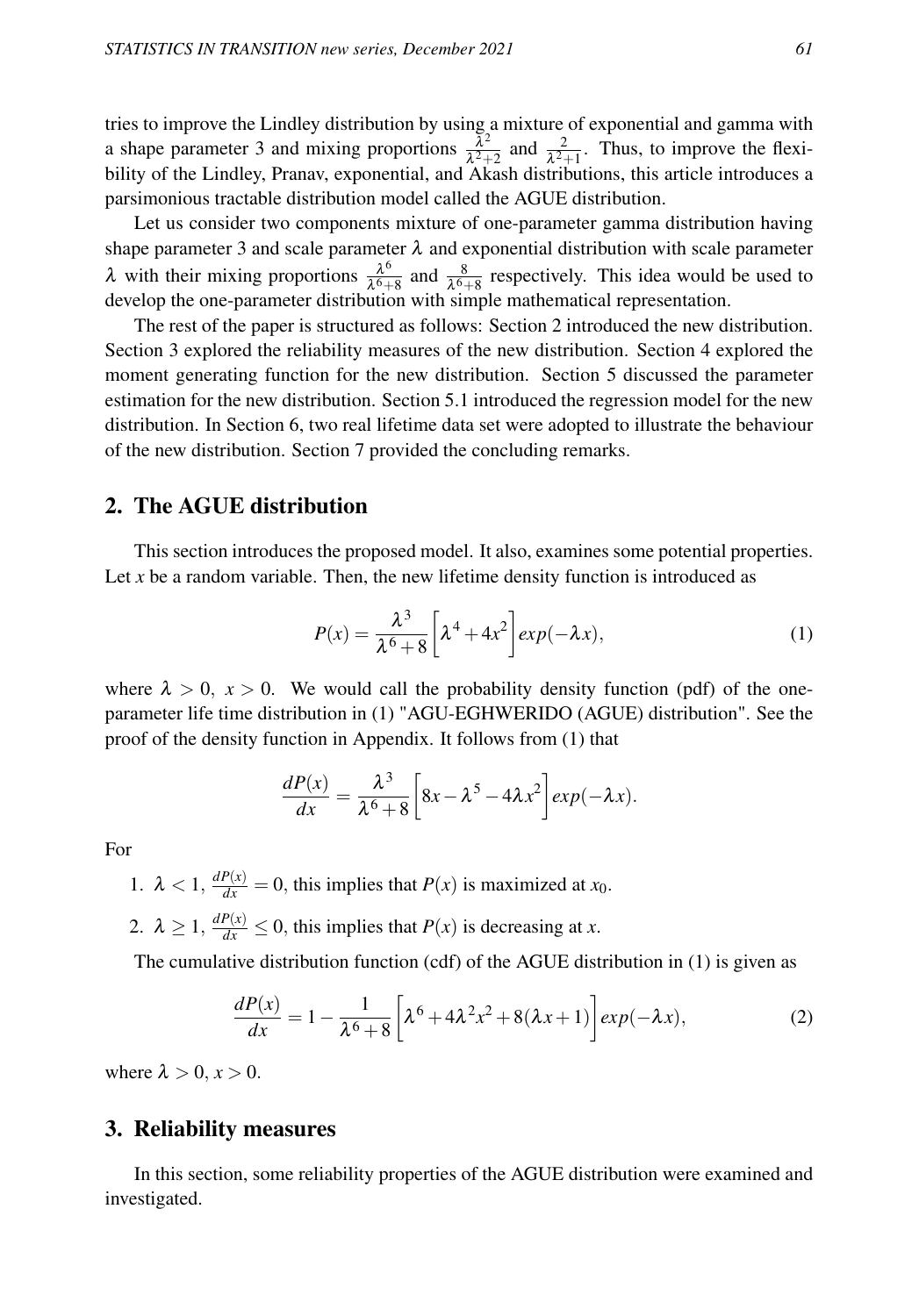tries to improve the Lindley distribution by using a mixture of exponential and gamma with a shape parameter 3 and mixing proportions $\frac{\lambda^2}{\lambda^2+2}$ and $\frac{2}{\lambda^2+1}$. Thus, to improve the flexibility of the Lindley, Pranav, exponential, and Akash distributions, this article introduces a parsimonious tractable distribution model called the AGUE distribution.

Let us consider two components mixture of one-parameter gamma distribution having shape parameter 3 and scale parameter $\lambda$ and exponential distribution with scale parameter $\lambda$ with their mixing proportions $\frac{\lambda^6}{\lambda^6+8}$ and $\frac{8}{\lambda^6+8}$ respectively. This idea would be used to develop the one-parameter distribution with simple mathematical representation.

The rest of the paper is structured as follows: Section 2 introduced the new distribution. Section 3 explored the reliability measures of the new distribution. Section 4 explored the moment generating function for the new distribution. Section 5 discussed the parameter estimation for the new distribution. Section 5.1 introduced the regression model for the new distribution. In Section 6, two real lifetime data set were adopted to illustrate the behaviour of the new distribution. Section 7 provided the concluding remarks.

## 2. The AGUE distribution

This section introduces the proposed model. It also, examines some potential properties. Let $x$ be a random variable. Then, the new lifetime density function is introduced as

$$P(x) = \frac{\lambda^3}{\lambda^6+8}\left[\lambda^4+4x^2\right]exp(-\lambda x), \tag{1}$$

where $\lambda > 0,\ x > 0$. We would call the probability density function (pdf) of the one-parameter life time distribution in (1) "AGU-EGHWERIDO (AGUE) distribution". See the proof of the density function in Appendix. It follows from (1) that

$$\frac{dP(x)}{dx} = \frac{\lambda^3}{\lambda^6+8}\left[8x-\lambda^5-4\lambda x^2\right]exp(-\lambda x).$$

For

1. $\lambda < 1$, $\frac{dP(x)}{dx} = 0$, this implies that $P(x)$ is maximized at $x_0$.
2. $\lambda \geq 1$, $\frac{dP(x)}{dx} \leq 0$, this implies that $P(x)$ is decreasing at $x$.

The cumulative distribution function (cdf) of the AGUE distribution in (1) is given as

$$\frac{dP(x)}{dx} = 1-\frac{1}{\lambda^6+8}\left[\lambda^6+4\lambda^2x^2+8(\lambda x+1)\right]exp(-\lambda x), \tag{2}$$

where $\lambda > 0, x > 0$.

## 3. Reliability measures

In this section, some reliability properties of the AGUE distribution were examined and investigated.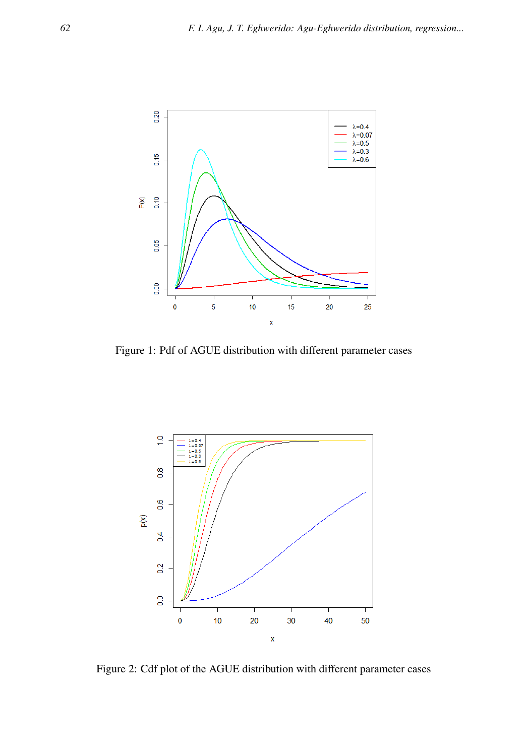Figure 1: Pdf of AGUE distribution with different parameter cases

Figure 2: Cdf plot of the AGUE distribution with different parameter cases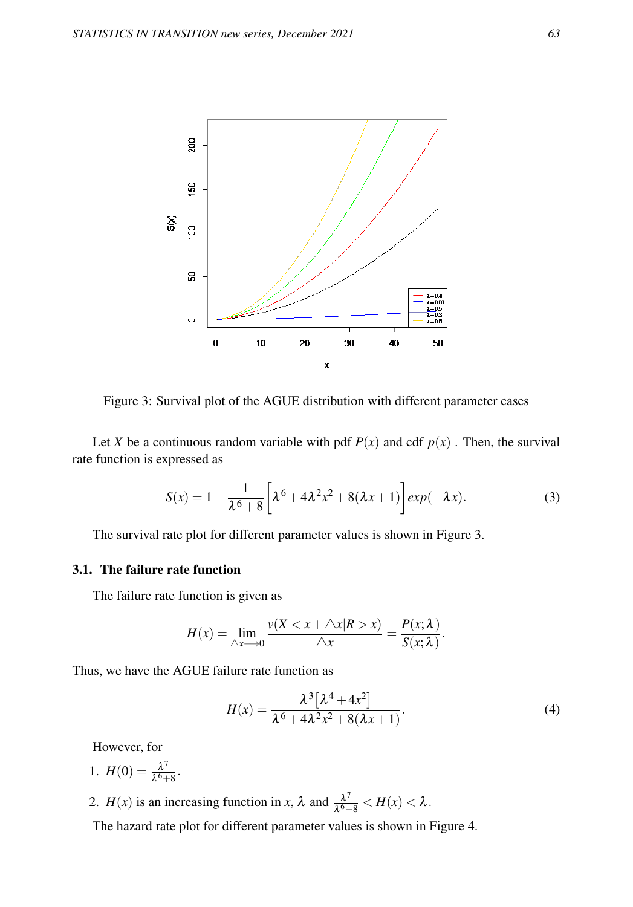Figure 3: Survival plot of the AGUE distribution with different parameter cases

Let $X$ be a continuous random variable with pdf $P(x)$ and cdf $p(x)$ . Then, the survival rate function is expressed as

$$S(x) = 1 - \frac{1}{\lambda^6 + 8}\left[\lambda^6 + 4\lambda^2 x^2 + 8(\lambda x + 1)\right] exp(-\lambda x). \tag{3}$$

The survival rate plot for different parameter values is shown in Figure 3.

### 3.1. The failure rate function

The failure rate function is given as

$$H(x) = \lim_{\triangle x \longrightarrow 0} \frac{v(X < x + \triangle x | R > x)}{\triangle x} = \frac{P(x;\lambda)}{S(x;\lambda)}.$$

Thus, we have the AGUE failure rate function as

$$H(x) = \frac{\lambda^3\left[\lambda^4 + 4x^2\right]}{\lambda^6 + 4\lambda^2 x^2 + 8(\lambda x + 1)}. \tag{4}$$

However, for

1. $H(0) = \frac{\lambda^7}{\lambda^6 + 8}$.
2. $H(x)$ is an increasing function in $x$, $\lambda$ and $\frac{\lambda^7}{\lambda^6 + 8} < H(x) < \lambda$.

The hazard rate plot for different parameter values is shown in Figure 4.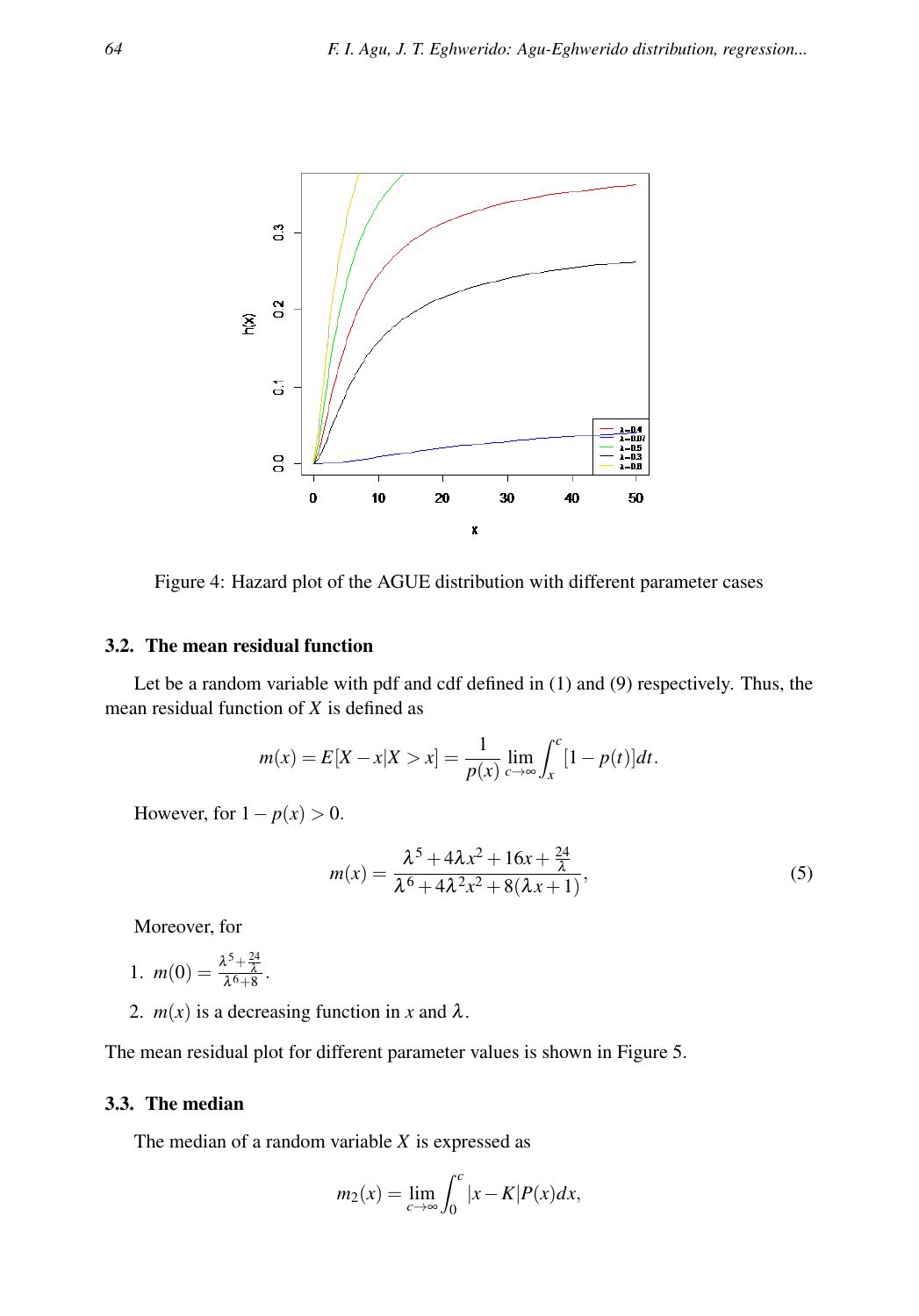Figure 4: Hazard plot of the AGUE distribution with different parameter cases

### 3.2. The mean residual function

Let be a random variable with pdf and cdf defined in (1) and (9) respectively. Thus, the mean residual function of $X$ is defined as

$$m(x) = E[X - x|X > x] = \frac{1}{p(x)} \lim_{c \to \infty} \int_x^c [1 - p(t)]dt.$$

However, for $1 - p(x) > 0$.

$$m(x) = \frac{\lambda^5 + 4\lambda x^2 + 16x + \frac{24}{\lambda}}{\lambda^6 + 4\lambda^2 x^2 + 8(\lambda x + 1)}, \tag{5}$$

Moreover, for

1. $m(0) = \frac{\lambda^5 + \frac{24}{\lambda}}{\lambda^6 + 8}$.
2. $m(x)$ is a decreasing function in $x$ and $\lambda$.

The mean residual plot for different parameter values is shown in Figure 5.

### 3.3. The median

The median of a random variable $X$ is expressed as

$$m_2(x) = \lim_{c \to \infty} \int_0^c |x - K| P(x) dx,$$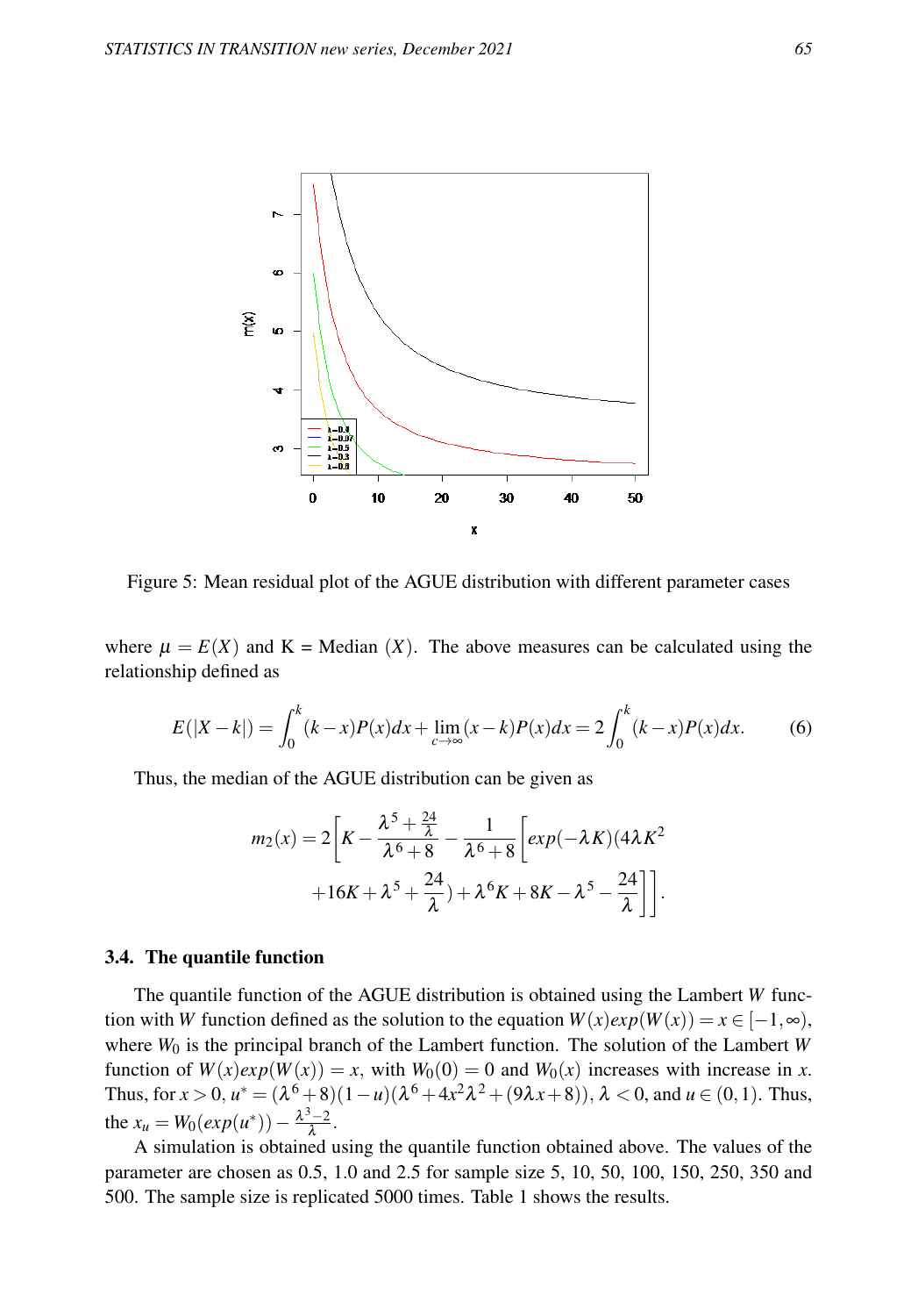Figure 5: Mean residual plot of the AGUE distribution with different parameter cases

where $\mu = E(X)$ and K = Median $(X)$. The above measures can be calculated using the relationship defined as

$$E(|X-k|) = \int_0^k (k-x)P(x)dx + \lim_{c\to\infty}(x-k)P(x)dx = 2\int_0^k (k-x)P(x)dx. \qquad (6)$$

Thus, the median of the AGUE distribution can be given as

$$m_2(x) = 2\Bigg[K - \frac{\lambda^5 + \frac{24}{\lambda}}{\lambda^6+8} - \frac{1}{\lambda^6+8}\Bigg[exp(-\lambda K)(4\lambda K^2 + 16K + \lambda^5 + \frac{24}{\lambda}) + \lambda^6 K + 8K - \lambda^5 - \frac{24}{\lambda}\Bigg]\Bigg].$$

### 3.4. The quantile function

The quantile function of the AGUE distribution is obtained using the Lambert $W$ function with $W$ function defined as the solution to the equation $W(x)exp(W(x)) = x \in [-1,\infty)$, where $W_0$ is the principal branch of the Lambert function. The solution of the Lambert $W$ function of $W(x)exp(W(x)) = x$, with $W_0(0) = 0$ and $W_0(x)$ increases with increase in $x$. Thus, for $x > 0$, $u^* = (\lambda^6+8)(1-u)(\lambda^6+4x^2\lambda^2+(9\lambda x+8))$, $\lambda < 0$, and $u \in (0,1)$. Thus, the $x_u = W_0(exp(u^*)) - \frac{\lambda^3-2}{\lambda}$.

A simulation is obtained using the quantile function obtained above. The values of the parameter are chosen as 0.5, 1.0 and 2.5 for sample size 5, 10, 50, 100, 150, 250, 350 and 500. The sample size is replicated 5000 times. Table 1 shows the results.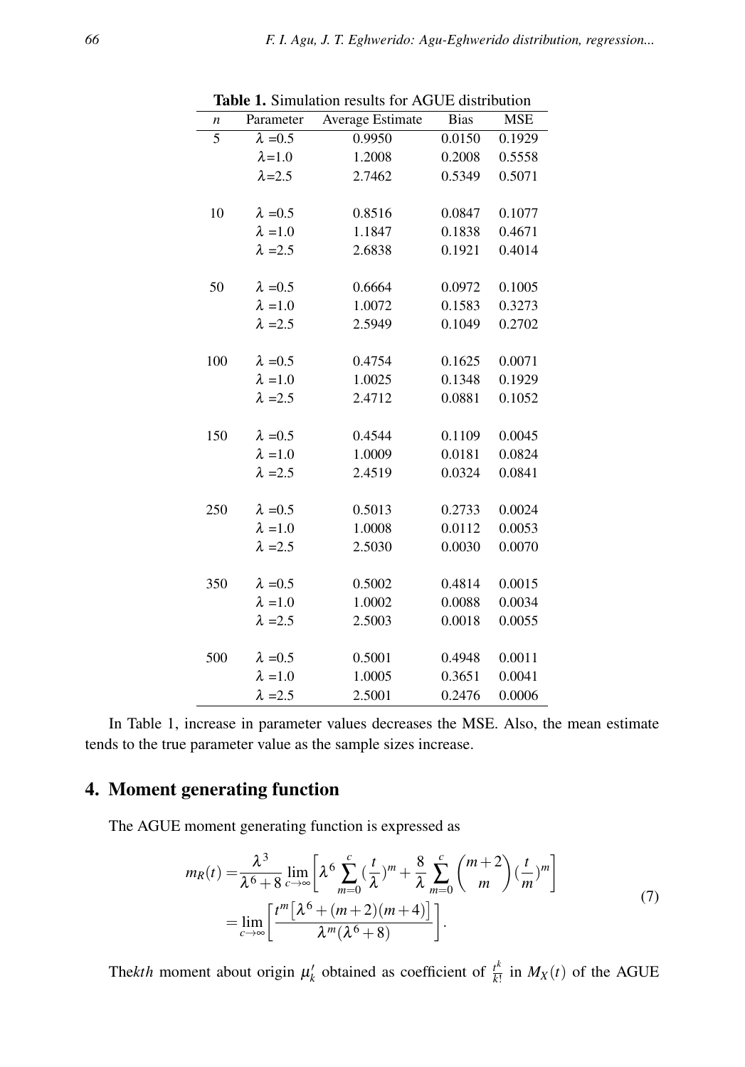**Table 1.** Simulation results for AGUE distribution

| $n$ | Parameter | Average Estimate | Bias | MSE |
|---|---|---|---|---|
| 5 | $\lambda$ =0.5 | 0.9950 | 0.0150 | 0.1929 |
| | $\lambda$=1.0 | 1.2008 | 0.2008 | 0.5558 |
| | $\lambda$=2.5 | 2.7462 | 0.5349 | 0.5071 |
| 10 | $\lambda$ =0.5 | 0.8516 | 0.0847 | 0.1077 |
| | $\lambda$ =1.0 | 1.1847 | 0.1838 | 0.4671 |
| | $\lambda$ =2.5 | 2.6838 | 0.1921 | 0.4014 |
| 50 | $\lambda$ =0.5 | 0.6664 | 0.0972 | 0.1005 |
| | $\lambda$ =1.0 | 1.0072 | 0.1583 | 0.3273 |
| | $\lambda$ =2.5 | 2.5949 | 0.1049 | 0.2702 |
| 100 | $\lambda$ =0.5 | 0.4754 | 0.1625 | 0.0071 |
| | $\lambda$ =1.0 | 1.0025 | 0.1348 | 0.1929 |
| | $\lambda$ =2.5 | 2.4712 | 0.0881 | 0.1052 |
| 150 | $\lambda$ =0.5 | 0.4544 | 0.1109 | 0.0045 |
| | $\lambda$ =1.0 | 1.0009 | 0.0181 | 0.0824 |
| | $\lambda$ =2.5 | 2.4519 | 0.0324 | 0.0841 |
| 250 | $\lambda$ =0.5 | 0.5013 | 0.2733 | 0.0024 |
| | $\lambda$ =1.0 | 1.0008 | 0.0112 | 0.0053 |
| | $\lambda$ =2.5 | 2.5030 | 0.0030 | 0.0070 |
| 350 | $\lambda$ =0.5 | 0.5002 | 0.4814 | 0.0015 |
| | $\lambda$ =1.0 | 1.0002 | 0.0088 | 0.0034 |
| | $\lambda$ =2.5 | 2.5003 | 0.0018 | 0.0055 |
| 500 | $\lambda$ =0.5 | 0.5001 | 0.4948 | 0.0011 |
| | $\lambda$ =1.0 | 1.0005 | 0.3651 | 0.0041 |
| | $\lambda$ =2.5 | 2.5001 | 0.2476 | 0.0006 |

In Table 1, increase in parameter values decreases the MSE. Also, the mean estimate tends to the true parameter value as the sample sizes increase.

## 4. Moment generating function

The AGUE moment generating function is expressed as

$$
\begin{aligned}
m_R(t) =& \frac{\lambda^3}{\lambda^6+8} \lim_{c\to\infty} \left[ \lambda^6 \sum_{m=0}^{c} (\frac{t}{\lambda})^m + \frac{8}{\lambda} \sum_{m=0}^{c} \binom{m+2}{m} (\frac{t}{m})^m \right] \\
=& \lim_{c\to\infty} \left[ \frac{t^m \left[ \lambda^6 + (m+2)(m+4) \right]}{\lambda^m(\lambda^6+8)} \right].
\end{aligned} \tag{7}
$$

The*kth* moment about origin $\mu_k'$ obtained as coefficient of $\frac{t^k}{k!}$ in $M_X(t)$ of the AGUE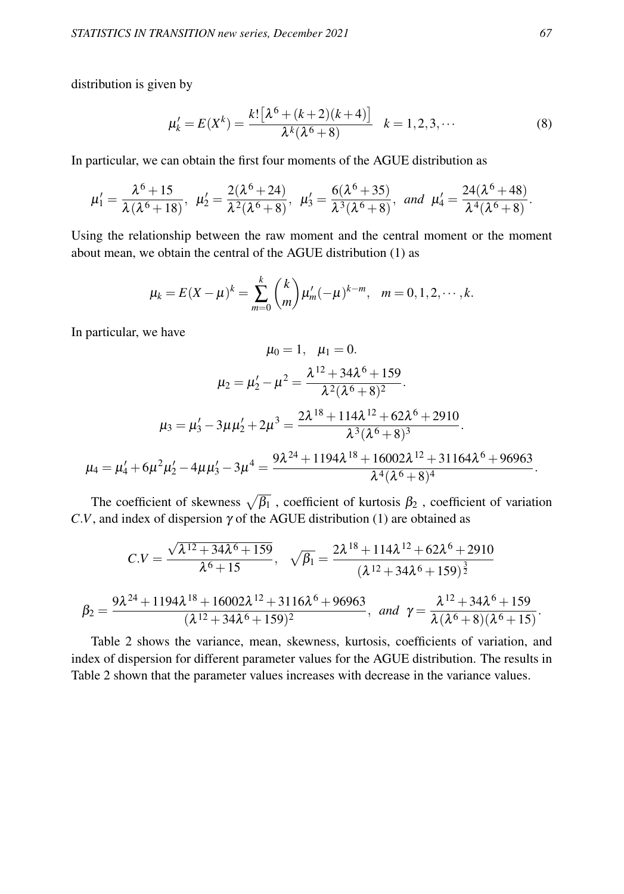distribution is given by

$$\mu_k' = E(X^k) = \frac{k!\left[\lambda^6 + (k+2)(k+4)\right]}{\lambda^k(\lambda^6+8)} \quad k = 1,2,3,\cdots \tag{8}$$

In particular, we can obtain the first four moments of the AGUE distribution as

$$\mu_1' = \frac{\lambda^6+15}{\lambda(\lambda^6+18)}, \;\; \mu_2' = \frac{2(\lambda^6+24)}{\lambda^2(\lambda^6+8)}, \;\; \mu_3' = \frac{6(\lambda^6+35)}{\lambda^3(\lambda^6+8)}, \;\; \textit{and} \;\; \mu_4' = \frac{24(\lambda^6+48)}{\lambda^4(\lambda^6+8)}.$$

Using the relationship between the raw moment and the central moment or the moment about mean, we obtain the central of the AGUE distribution (1) as

$$\mu_k = E(X-\mu)^k = \sum_{m=0}^{k} \binom{k}{m} \mu_m' (-\mu)^{k-m}, \quad m = 0,1,2,\cdots,k.$$

In particular, we have

$$\mu_0 = 1, \quad \mu_1 = 0.$$

$$\mu_2 = \mu_2' - \mu^2 = \frac{\lambda^{12} + 34\lambda^6 + 159}{\lambda^2(\lambda^6+8)^2}.$$

$$\mu_3 = \mu_3' - 3\mu\mu_2' + 2\mu^3 = \frac{2\lambda^{18} + 114\lambda^{12} + 62\lambda^6 + 2910}{\lambda^3(\lambda^6+8)^3}.$$

$$\mu_4 = \mu_4' + 6\mu^2\mu_2' - 4\mu\mu_3' - 3\mu^4 = \frac{9\lambda^{24} + 1194\lambda^{18} + 16002\lambda^{12} + 31164\lambda^6 + 96963}{\lambda^4(\lambda^6+8)^4}.$$

The coefficient of skewness $\sqrt{\beta_1}$ , coefficient of kurtosis $\beta_2$ , coefficient of variation $C.V$, and index of dispersion $\gamma$ of the AGUE distribution (1) are obtained as

$$C.V = \frac{\sqrt{\lambda^{12} + 34\lambda^6 + 159}}{\lambda^6 + 15}, \quad \sqrt{\beta_1} = \frac{2\lambda^{18} + 114\lambda^{12} + 62\lambda^6 + 2910}{(\lambda^{12} + 34\lambda^6 + 159)^{\frac{3}{2}}}$$

$$\beta_2 = \frac{9\lambda^{24} + 1194\lambda^{18} + 16002\lambda^{12} + 3116\lambda^6 + 96963}{(\lambda^{12} + 34\lambda^6 + 159)^2}, \;\; \textit{and} \;\; \gamma = \frac{\lambda^{12} + 34\lambda^6 + 159}{\lambda(\lambda^6+8)(\lambda^6+15)}.$$

Table 2 shows the variance, mean, skewness, kurtosis, coefficients of variation, and index of dispersion for different parameter values for the AGUE distribution. The results in Table 2 shown that the parameter values increases with decrease in the variance values.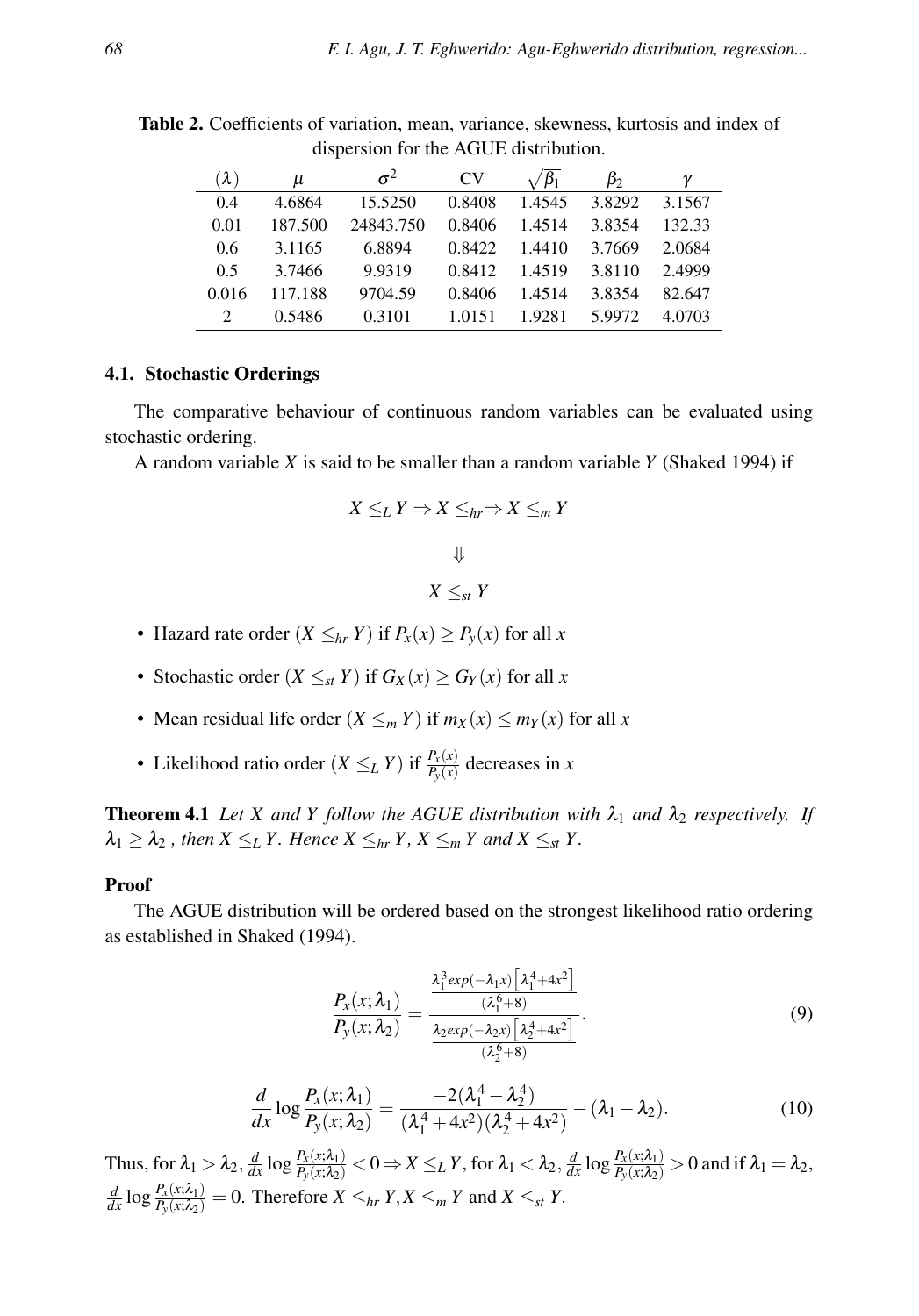Table 2. Coefficients of variation, mean, variance, skewness, kurtosis and index of dispersion for the AGUE distribution.

| $(\lambda)$ | $\mu$ | $\sigma^2$ | CV | $\sqrt{\beta_1}$ | $\beta_2$ | $\gamma$ |
|---|---|---|---|---|---|---|
| 0.4 | 4.6864 | 15.5250 | 0.8408 | 1.4545 | 3.8292 | 3.1567 |
| 0.01 | 187.500 | 24843.750 | 0.8406 | 1.4514 | 3.8354 | 132.33 |
| 0.6 | 3.1165 | 6.8894 | 0.8422 | 1.4410 | 3.7669 | 2.0684 |
| 0.5 | 3.7466 | 9.9319 | 0.8412 | 1.4519 | 3.8110 | 2.4999 |
| 0.016 | 117.188 | 9704.59 | 0.8406 | 1.4514 | 3.8354 | 82.647 |
| 2 | 0.5486 | 0.3101 | 1.0151 | 1.9281 | 5.9972 | 4.0703 |

### 4.1. Stochastic Orderings

The comparative behaviour of continuous random variables can be evaluated using stochastic ordering.

A random variable $X$ is said to be smaller than a random variable $Y$ (Shaked 1994) if

$$X \leq_L Y \Rightarrow X \leq_{hr} \Rightarrow X \leq_m Y$$

$$\Downarrow$$

$$X \leq_{st} Y$$

- Hazard rate order $(X \leq_{hr} Y)$ if $P_x(x) \geq P_y(x)$ for all $x$
- Stochastic order $(X \leq_{st} Y)$ if $G_X(x) \geq G_Y(x)$ for all $x$
- Mean residual life order $(X \leq_m Y)$ if $m_X(x) \leq m_Y(x)$ for all $x$
- Likelihood ratio order $(X \leq_L Y)$ if $\frac{P_x(x)}{P_y(x)}$ decreases in $x$

**Theorem 4.1** *Let $X$ and $Y$ follow the AGUE distribution with $\lambda_1$ and $\lambda_2$ respectively. If $\lambda_1 \geq \lambda_2$ , then $X \leq_L Y$. Hence $X \leq_{hr} Y$, $X \leq_m Y$ and $X \leq_{st} Y$.*

**Proof**

The AGUE distribution will be ordered based on the strongest likelihood ratio ordering as established in Shaked (1994).

$$\frac{P_x(x;\lambda_1)}{P_y(x;\lambda_2)} = \frac{\frac{\lambda_1^3 exp(-\lambda_1 x)\left[\lambda_1^4+4x^2\right]}{(\lambda_1^6+8)}}{\frac{\lambda_2 exp(-\lambda_2 x)\left[\lambda_2^4+4x^2\right]}{(\lambda_2^6+8)}}. \tag{9}$$

$$\frac{d}{dx}\log\frac{P_x(x;\lambda_1)}{P_y(x;\lambda_2)} = \frac{-2(\lambda_1^4-\lambda_2^4)}{(\lambda_1^4+4x^2)(\lambda_2^4+4x^2)} - (\lambda_1-\lambda_2). \tag{10}$$

Thus, for $\lambda_1 > \lambda_2$, $\frac{d}{dx}\log\frac{P_x(x;\lambda_1)}{P_y(x;\lambda_2)} < 0 \Rightarrow X \leq_L Y$, for $\lambda_1 < \lambda_2$, $\frac{d}{dx}\log\frac{P_x(x;\lambda_1)}{P_y(x;\lambda_2)} > 0$ and if $\lambda_1 = \lambda_2$, $\frac{d}{dx}\log\frac{P_x(x;\lambda_1)}{P_y(x;\lambda_2)} = 0$. Therefore $X \leq_{hr} Y$, $X \leq_m Y$ and $X \leq_{st} Y$.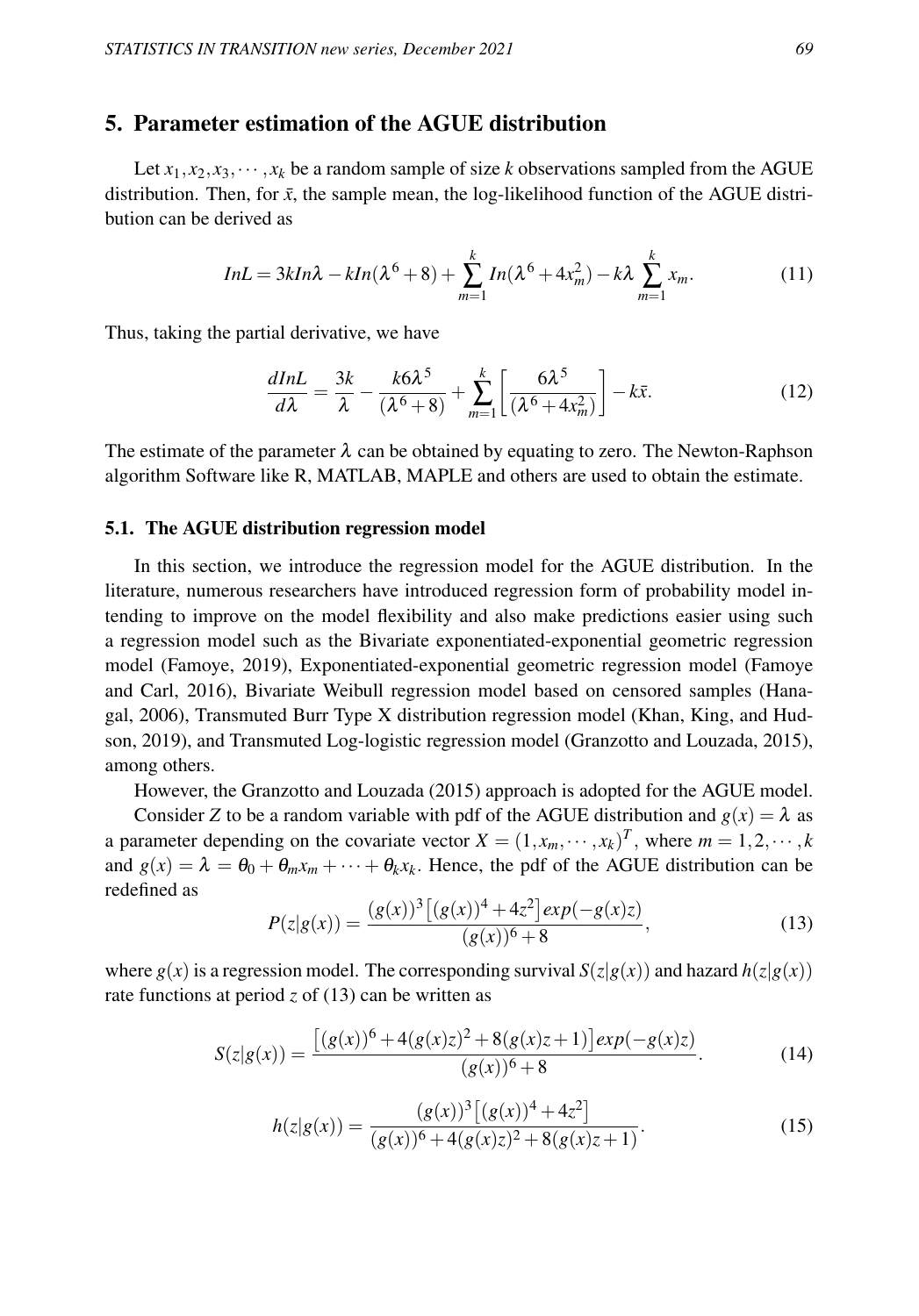## 5. Parameter estimation of the AGUE distribution

Let $x_1, x_2, x_3, \cdots, x_k$ be a random sample of size $k$ observations sampled from the AGUE distribution. Then, for $\bar{x}$, the sample mean, the log-likelihood function of the AGUE distribution can be derived as

$$InL = 3kIn\lambda - kIn(\lambda^6 + 8) + \sum_{m=1}^{k} In(\lambda^6 + 4x_m^2) - k\lambda \sum_{m=1}^{k} x_m. \tag{11}$$

Thus, taking the partial derivative, we have

$$\frac{dInL}{d\lambda} = \frac{3k}{\lambda} - \frac{k6\lambda^5}{(\lambda^6 + 8)} + \sum_{m=1}^{k} \left[ \frac{6\lambda^5}{(\lambda^6 + 4x_m^2)} \right] - k\bar{x}. \tag{12}$$

The estimate of the parameter $\lambda$ can be obtained by equating to zero. The Newton-Raphson algorithm Software like R, MATLAB, MAPLE and others are used to obtain the estimate.

### 5.1. The AGUE distribution regression model

In this section, we introduce the regression model for the AGUE distribution. In the literature, numerous researchers have introduced regression form of probability model intending to improve on the model flexibility and also make predictions easier using such a regression model such as the Bivariate exponentiated-exponential geometric regression model (Famoye, 2019), Exponentiated-exponential geometric regression model (Famoye and Carl, 2016), Bivariate Weibull regression model based on censored samples (Hanagal, 2006), Transmuted Burr Type X distribution regression model (Khan, King, and Hudson, 2019), and Transmuted Log-logistic regression model (Granzotto and Louzada, 2015), among others.

However, the Granzotto and Louzada (2015) approach is adopted for the AGUE model.

Consider $Z$ to be a random variable with pdf of the AGUE distribution and $g(x) = \lambda$ as a parameter depending on the covariate vector $X = (1, x_m, \cdots, x_k)^T$, where $m = 1, 2, \cdots, k$ and $g(x) = \lambda = \theta_0 + \theta_m x_m + \cdots + \theta_k x_k$. Hence, the pdf of the AGUE distribution can be redefined as

$$P(z|g(x)) = \frac{(g(x))^3 \left[ (g(x))^4 + 4z^2 \right] exp(-g(x)z)}{(g(x))^6 + 8}, \tag{13}$$

where $g(x)$ is a regression model. The corresponding survival $S(z|g(x))$ and hazard $h(z|g(x))$ rate functions at period $z$ of (13) can be written as

$$S(z|g(x)) = \frac{\left[ (g(x))^6 + 4(g(x)z)^2 + 8(g(x)z + 1) \right] exp(-g(x)z)}{(g(x))^6 + 8}. \tag{14}$$

$$h(z|g(x)) = \frac{(g(x))^3 \left[ (g(x))^4 + 4z^2 \right]}{(g(x))^6 + 4(g(x)z)^2 + 8(g(x)z + 1)}. \tag{15}$$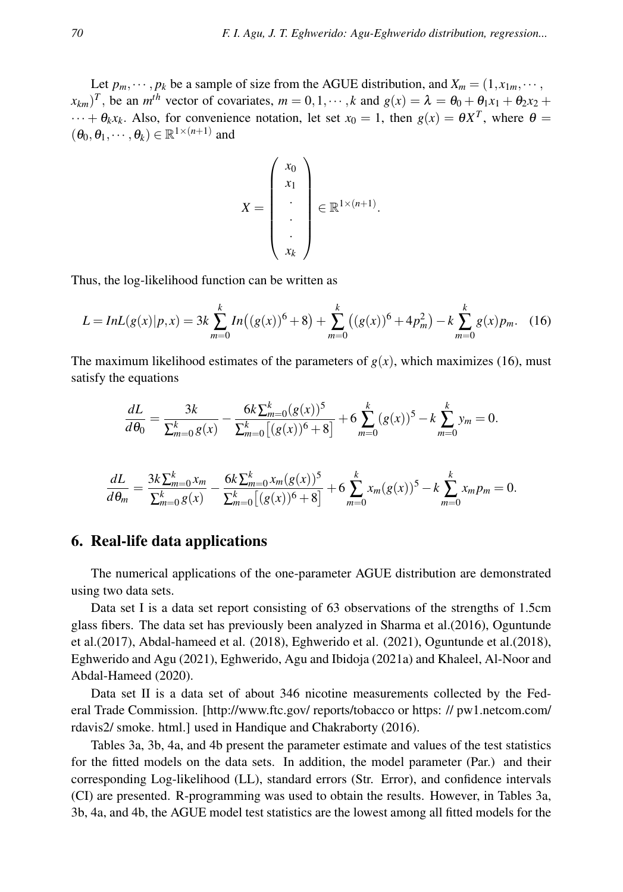Let $p_m, \cdots, p_k$ be a sample of size from the AGUE distribution, and $X_m = (1, x_{1m}, \cdots, x_{km})^T$, be an $m^{th}$ vector of covariates, $m = 0, 1, \cdots, k$ and $g(x) = \lambda = \theta_0 + \theta_1 x_1 + \theta_2 x_2 + \cdots + \theta_k x_k$. Also, for convenience notation, let set $x_0 = 1$, then $g(x) = \theta X^T$, where $\theta = (\theta_0, \theta_1, \cdots, \theta_k) \in \mathbb{R}^{1\times(n+1)}$ and

$$X = \begin{pmatrix} x_0 \\ x_1 \\ \cdot \\ \cdot \\ \cdot \\ x_k \end{pmatrix} \in \mathbb{R}^{1\times(n+1)}.$$

Thus, the log-likelihood function can be written as

$$L = InL(g(x)|p,x) = 3k\sum_{m=0}^{k} In\big((g(x))^6 + 8\big) + \sum_{m=0}^{k}\big((g(x))^6 + 4p_m^2\big) - k\sum_{m=0}^{k} g(x)p_m. \quad (16)$$

The maximum likelihood estimates of the parameters of $g(x)$, which maximizes (16), must satisfy the equations

$$\frac{dL}{d\theta_0} = \frac{3k}{\sum_{m=0}^{k} g(x)} - \frac{6k\sum_{m=0}^{k}(g(x))^5}{\sum_{m=0}^{k}\big[(g(x))^6 + 8\big]} + 6\sum_{m=0}^{k}(g(x))^5 - k\sum_{m=0}^{k} y_m = 0.$$

$$\frac{dL}{d\theta_m} = \frac{3k\sum_{m=0}^{k} x_m}{\sum_{m=0}^{k} g(x)} - \frac{6k\sum_{m=0}^{k} x_m(g(x))^5}{\sum_{m=0}^{k}\big[(g(x))^6 + 8\big]} + 6\sum_{m=0}^{k} x_m(g(x))^5 - k\sum_{m=0}^{k} x_m p_m = 0.$$

## 6. Real-life data applications

The numerical applications of the one-parameter AGUE distribution are demonstrated using two data sets.

Data set I is a data set report consisting of 63 observations of the strengths of 1.5cm glass fibers. The data set has previously been analyzed in Sharma et al.(2016), Oguntunde et al.(2017), Abdal-hameed et al. (2018), Eghwerido et al. (2021), Oguntunde et al.(2018), Eghwerido and Agu (2021), Eghwerido, Agu and Ibidoja (2021a) and Khaleel, Al-Noor and Abdal-Hameed (2020).

Data set II is a data set of about 346 nicotine measurements collected by the Federal Trade Commission. [http://www.ftc.gov/ reports/tobacco or https: // pw1.netcom.com/ rdavis2/ smoke. html.] used in Handique and Chakraborty (2016).

Tables 3a, 3b, 4a, and 4b present the parameter estimate and values of the test statistics for the fitted models on the data sets. In addition, the model parameter (Par.) and their corresponding Log-likelihood (LL), standard errors (Str. Error), and confidence intervals (CI) are presented. R-programming was used to obtain the results. However, in Tables 3a, 3b, 4a, and 4b, the AGUE model test statistics are the lowest among all fitted models for the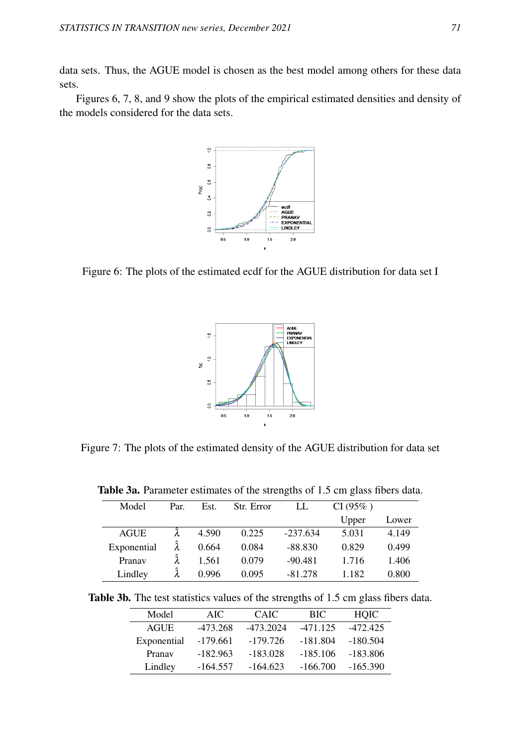data sets. Thus, the AGUE model is chosen as the best model among others for these data sets.

Figures 6, 7, 8, and 9 show the plots of the empirical estimated densities and density of the models considered for the data sets.

Figure 6: The plots of the estimated ecdf for the AGUE distribution for data set I

Figure 7: The plots of the estimated density of the AGUE distribution for data set

**Table 3a.** Parameter estimates of the strengths of 1.5 cm glass fibers data.

| Model | Par. | Est. | Str. Error | LL | CI (95% ) | |
|---|---|---|---|---|---|---|
| | | | | | Upper | Lower |
| AGUE | $\hat{\lambda}$ | 4.590 | 0.225 | -237.634 | 5.031 | 4.149 |
| Exponential | $\hat{\lambda}$ | 0.664 | 0.084 | -88.830 | 0.829 | 0.499 |
| Pranav | $\hat{\lambda}$ | 1.561 | 0.079 | -90.481 | 1.716 | 1.406 |
| Lindley | $\hat{\lambda}$ | 0.996 | 0.095 | -81.278 | 1.182 | 0.800 |

**Table 3b.** The test statistics values of the strengths of 1.5 cm glass fibers data.

| Model | AIC | CAIC | BIC | HQIC |
|---|---|---|---|---|
| AGUE | -473.268 | -473.2024 | -471.125 | -472.425 |
| Exponential | -179.661 | -179.726 | -181.804 | -180.504 |
| Pranav | -182.963 | -183.028 | -185.106 | -183.806 |
| Lindley | -164.557 | -164.623 | -166.700 | -165.390 |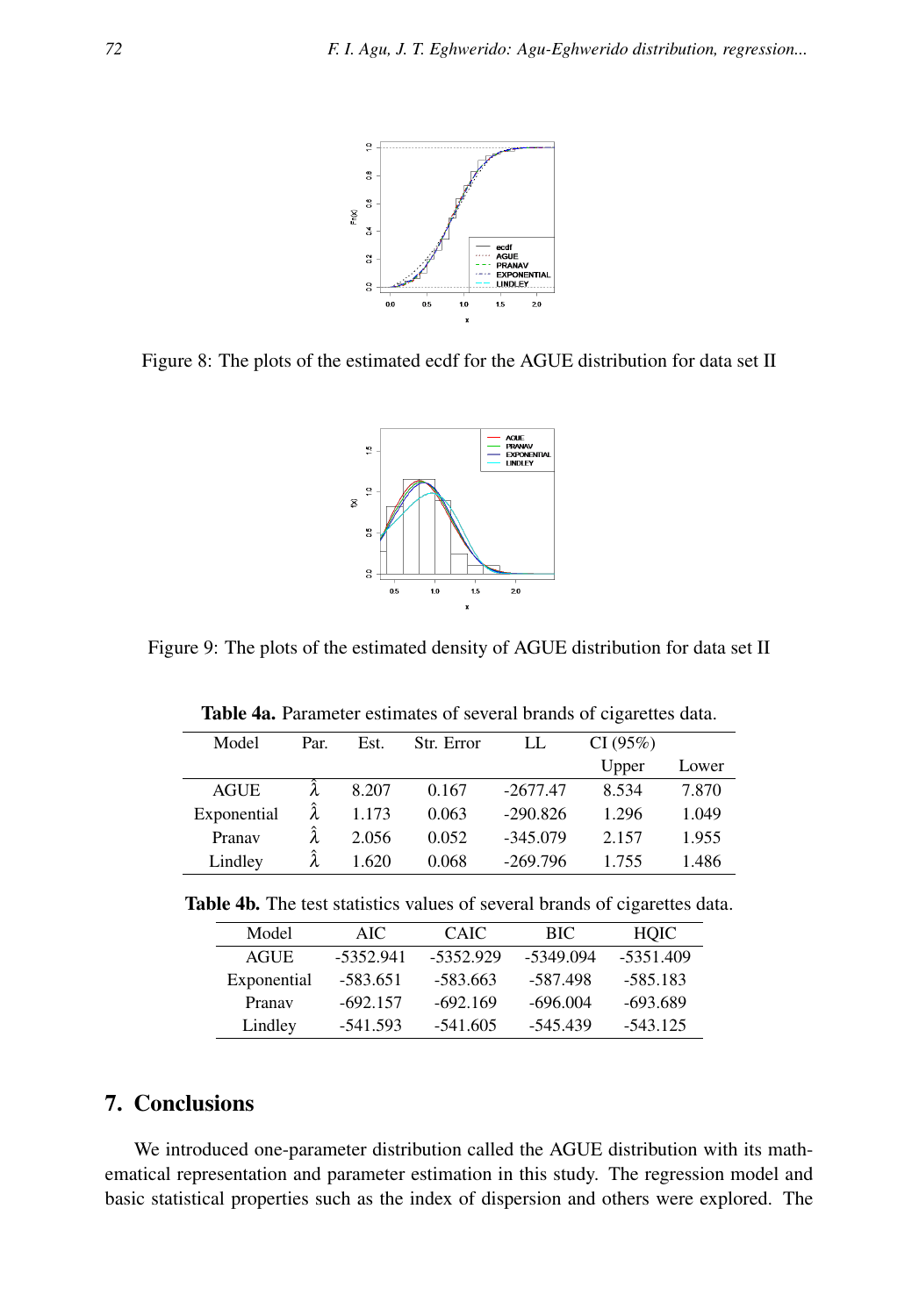Figure 8: The plots of the estimated ecdf for the AGUE distribution for data set II

Figure 9: The plots of the estimated density of AGUE distribution for data set II

**Table 4a.** Parameter estimates of several brands of cigarettes data.

| Model | Par. | Est. | Str. Error | LL | CI (95%) | |
|---|---|---|---|---|---|---|
| | | | | | Upper | Lower |
| AGUE | $\hat{\lambda}$ | 8.207 | 0.167 | -2677.47 | 8.534 | 7.870 |
| Exponential | $\hat{\lambda}$ | 1.173 | 0.063 | -290.826 | 1.296 | 1.049 |
| Pranav | $\hat{\lambda}$ | 2.056 | 0.052 | -345.079 | 2.157 | 1.955 |
| Lindley | $\hat{\lambda}$ | 1.620 | 0.068 | -269.796 | 1.755 | 1.486 |

**Table 4b.** The test statistics values of several brands of cigarettes data.

| Model | AIC | CAIC | BIC | HQIC |
|---|---|---|---|---|
| AGUE | -5352.941 | -5352.929 | -5349.094 | -5351.409 |
| Exponential | -583.651 | -583.663 | -587.498 | -585.183 |
| Pranav | -692.157 | -692.169 | -696.004 | -693.689 |
| Lindley | -541.593 | -541.605 | -545.439 | -543.125 |

## 7. Conclusions

We introduced one-parameter distribution called the AGUE distribution with its mathematical representation and parameter estimation in this study. The regression model and basic statistical properties such as the index of dispersion and others were explored. The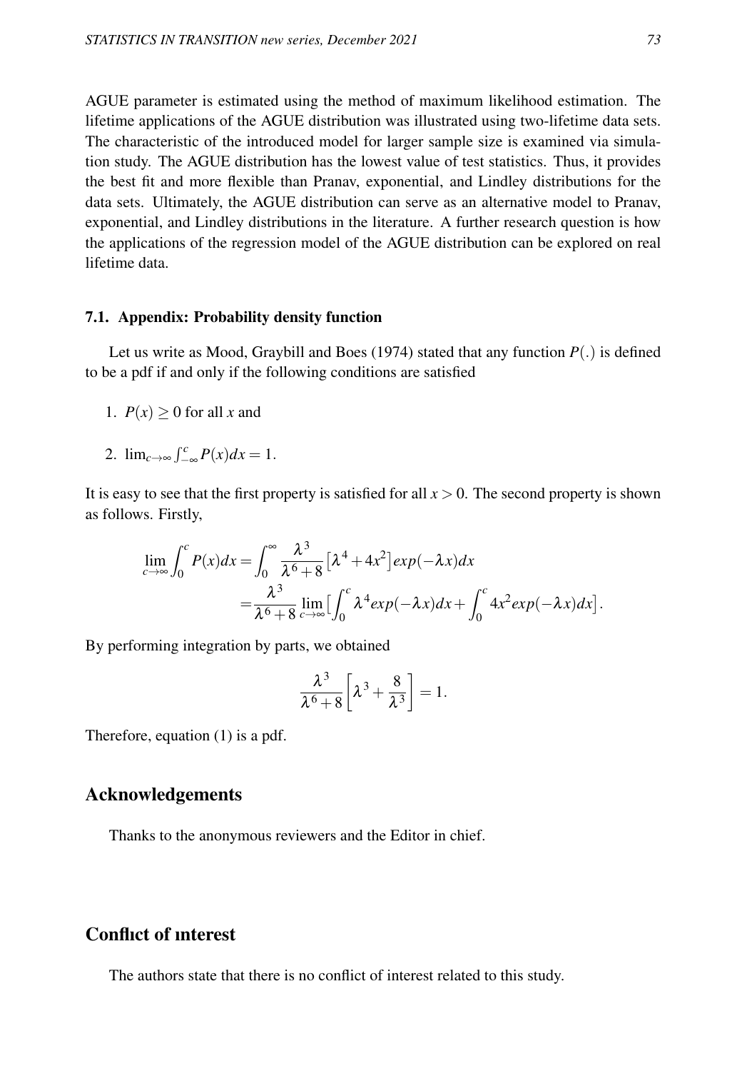AGUE parameter is estimated using the method of maximum likelihood estimation. The lifetime applications of the AGUE distribution was illustrated using two-lifetime data sets. The characteristic of the introduced model for larger sample size is examined via simulation study. The AGUE distribution has the lowest value of test statistics. Thus, it provides the best fit and more flexible than Pranav, exponential, and Lindley distributions for the data sets. Ultimately, the AGUE distribution can serve as an alternative model to Pranav, exponential, and Lindley distributions in the literature. A further research question is how the applications of the regression model of the AGUE distribution can be explored on real lifetime data.

### 7.1. Appendix: Probability density function

Let us write as Mood, Graybill and Boes (1974) stated that any function $P(.)$ is defined to be a pdf if and only if the following conditions are satisfied

1. $P(x) \geq 0$ for all $x$ and
2. $\lim_{c\to\infty} \int_{-\infty}^{c} P(x)dx = 1$.

It is easy to see that the first property is satisfied for all $x > 0$. The second property is shown as follows. Firstly,

$$\begin{aligned}
\lim_{c\to\infty} \int_0^c P(x)dx &= \int_0^\infty \frac{\lambda^3}{\lambda^6+8}\left[\lambda^4 + 4x^2\right] exp(-\lambda x)dx \\
&= \frac{\lambda^3}{\lambda^6+8} \lim_{c\to\infty} \left[\int_0^c \lambda^4 exp(-\lambda x)dx + \int_0^c 4x^2 exp(-\lambda x)dx\right].
\end{aligned}$$

By performing integration by parts, we obtained

$$\frac{\lambda^3}{\lambda^6+8}\left[\lambda^3 + \frac{8}{\lambda^3}\right] = 1.$$

Therefore, equation (1) is a pdf.

## Acknowledgements

Thanks to the anonymous reviewers and the Editor in chief.

## Conflict of ınterest

The authors state that there is no conflict of interest related to this study.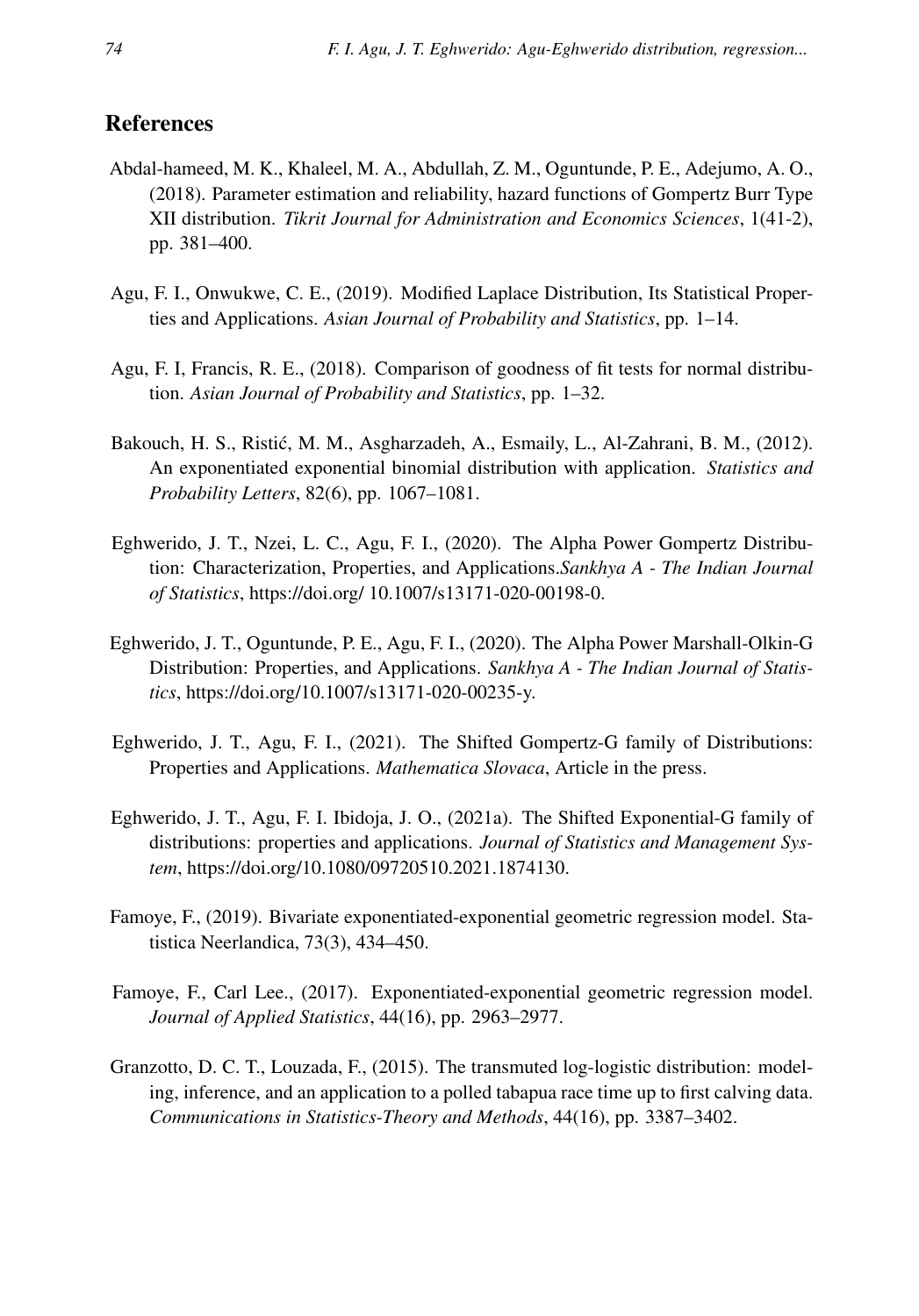## References

Abdal-hameed, M. K., Khaleel, M. A., Abdullah, Z. M., Oguntunde, P. E., Adejumo, A. O., (2018). Parameter estimation and reliability, hazard functions of Gompertz Burr Type XII distribution. *Tikrit Journal for Administration and Economics Sciences*, 1(41-2), pp. 381–400.

Agu, F. I., Onwukwe, C. E., (2019). Modified Laplace Distribution, Its Statistical Properties and Applications. *Asian Journal of Probability and Statistics*, pp. 1–14.

Agu, F. I, Francis, R. E., (2018). Comparison of goodness of fit tests for normal distribution. *Asian Journal of Probability and Statistics*, pp. 1–32.

Bakouch, H. S., Ristić, M. M., Asgharzadeh, A., Esmaily, L., Al-Zahrani, B. M., (2012). An exponentiated exponential binomial distribution with application. *Statistics and Probability Letters*, 82(6), pp. 1067–1081.

Eghwerido, J. T., Nzei, L. C., Agu, F. I., (2020). The Alpha Power Gompertz Distribution: Characterization, Properties, and Applications.*Sankhya A - The Indian Journal of Statistics*, https://doi.org/ 10.1007/s13171-020-00198-0.

Eghwerido, J. T., Oguntunde, P. E., Agu, F. I., (2020). The Alpha Power Marshall-Olkin-G Distribution: Properties, and Applications. *Sankhya A - The Indian Journal of Statistics*, https://doi.org/10.1007/s13171-020-00235-y.

Eghwerido, J. T., Agu, F. I., (2021). The Shifted Gompertz-G family of Distributions: Properties and Applications. *Mathematica Slovaca*, Article in the press.

Eghwerido, J. T., Agu, F. I. Ibidoja, J. O., (2021a). The Shifted Exponential-G family of distributions: properties and applications. *Journal of Statistics and Management System*, https://doi.org/10.1080/09720510.2021.1874130.

Famoye, F., (2019). Bivariate exponentiated-exponential geometric regression model. Statistica Neerlandica, 73(3), 434–450.

Famoye, F., Carl Lee., (2017). Exponentiated-exponential geometric regression model. *Journal of Applied Statistics*, 44(16), pp. 2963–2977.

Granzotto, D. C. T., Louzada, F., (2015). The transmuted log-logistic distribution: modeling, inference, and an application to a polled tabapua race time up to first calving data. *Communications in Statistics-Theory and Methods*, 44(16), pp. 3387–3402.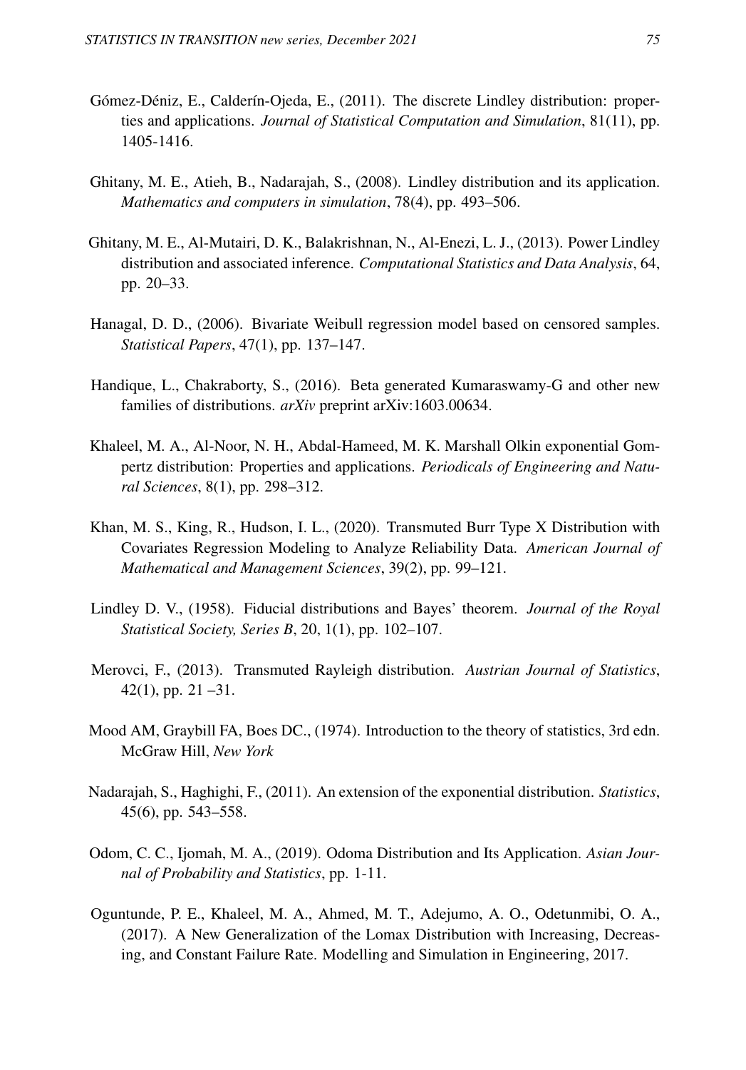Gómez-Déniz, E., Calderín-Ojeda, E., (2011). The discrete Lindley distribution: properties and applications. *Journal of Statistical Computation and Simulation*, 81(11), pp. 1405-1416.

Ghitany, M. E., Atieh, B., Nadarajah, S., (2008). Lindley distribution and its application. *Mathematics and computers in simulation*, 78(4), pp. 493–506.

Ghitany, M. E., Al-Mutairi, D. K., Balakrishnan, N., Al-Enezi, L. J., (2013). Power Lindley distribution and associated inference. *Computational Statistics and Data Analysis*, 64, pp. 20–33.

Hanagal, D. D., (2006). Bivariate Weibull regression model based on censored samples. *Statistical Papers*, 47(1), pp. 137–147.

Handique, L., Chakraborty, S., (2016). Beta generated Kumaraswamy-G and other new families of distributions. *arXiv* preprint arXiv:1603.00634.

Khaleel, M. A., Al-Noor, N. H., Abdal-Hameed, M. K. Marshall Olkin exponential Gompertz distribution: Properties and applications. *Periodicals of Engineering and Natural Sciences*, 8(1), pp. 298–312.

Khan, M. S., King, R., Hudson, I. L., (2020). Transmuted Burr Type X Distribution with Covariates Regression Modeling to Analyze Reliability Data. *American Journal of Mathematical and Management Sciences*, 39(2), pp. 99–121.

Lindley D. V., (1958). Fiducial distributions and Bayes' theorem. *Journal of the Royal Statistical Society, Series B*, 20, 1(1), pp. 102–107.

Merovci, F., (2013). Transmuted Rayleigh distribution. *Austrian Journal of Statistics*, 42(1), pp. 21 –31.

Mood AM, Graybill FA, Boes DC., (1974). Introduction to the theory of statistics, 3rd edn. McGraw Hill, *New York*

Nadarajah, S., Haghighi, F., (2011). An extension of the exponential distribution. *Statistics*, 45(6), pp. 543–558.

Odom, C. C., Ijomah, M. A., (2019). Odoma Distribution and Its Application. *Asian Journal of Probability and Statistics*, pp. 1-11.

Oguntunde, P. E., Khaleel, M. A., Ahmed, M. T., Adejumo, A. O., Odetunmibi, O. A., (2017). A New Generalization of the Lomax Distribution with Increasing, Decreasing, and Constant Failure Rate. Modelling and Simulation in Engineering, 2017.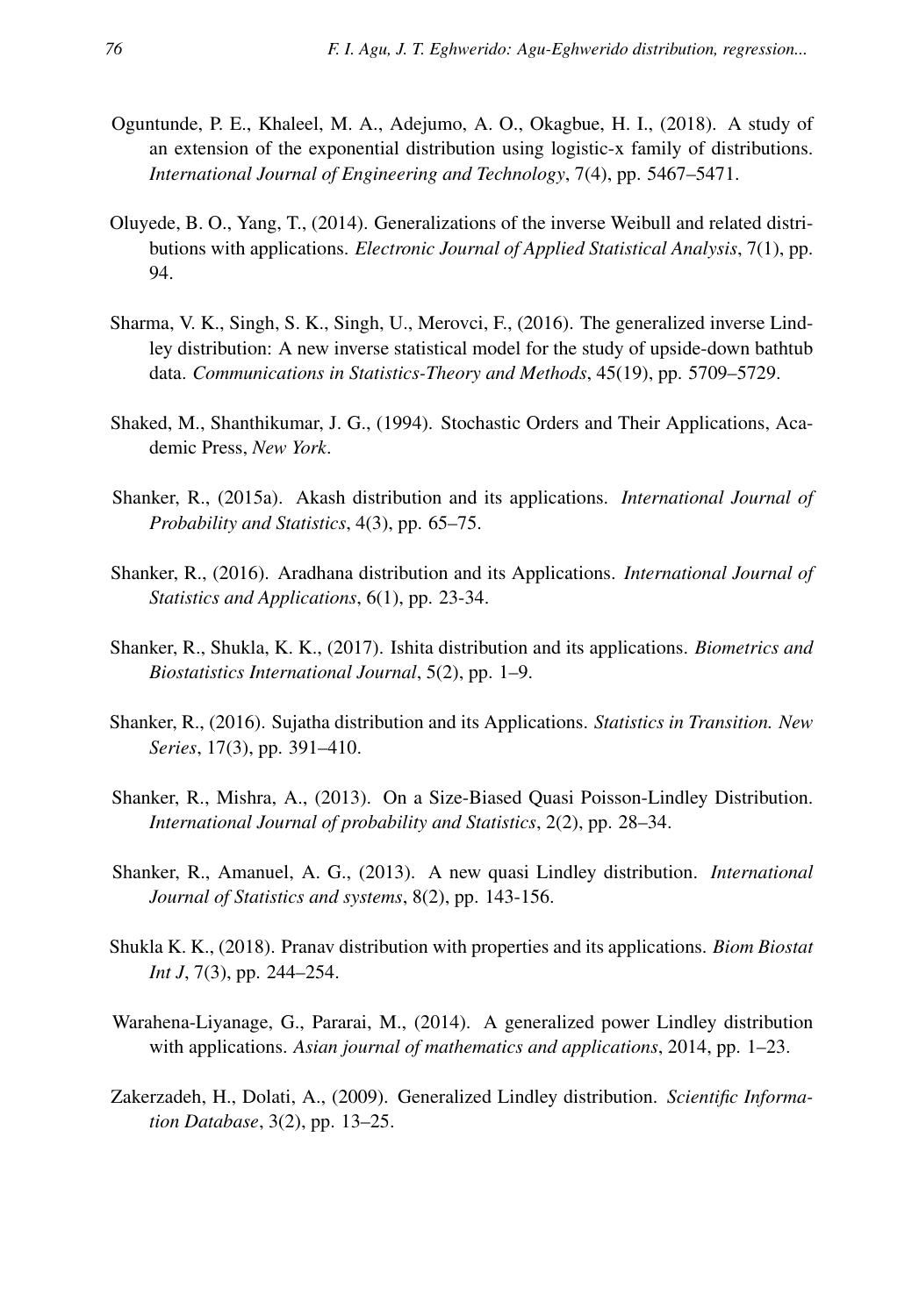Oguntunde, P. E., Khaleel, M. A., Adejumo, A. O., Okagbue, H. I., (2018). A study of an extension of the exponential distribution using logistic-x family of distributions. *International Journal of Engineering and Technology*, 7(4), pp. 5467–5471.

Oluyede, B. O., Yang, T., (2014). Generalizations of the inverse Weibull and related distributions with applications. *Electronic Journal of Applied Statistical Analysis*, 7(1), pp. 94.

Sharma, V. K., Singh, S. K., Singh, U., Merovci, F., (2016). The generalized inverse Lindley distribution: A new inverse statistical model for the study of upside-down bathtub data. *Communications in Statistics-Theory and Methods*, 45(19), pp. 5709–5729.

Shaked, M., Shanthikumar, J. G., (1994). Stochastic Orders and Their Applications, Academic Press, *New York*.

Shanker, R., (2015a). Akash distribution and its applications. *International Journal of Probability and Statistics*, 4(3), pp. 65–75.

Shanker, R., (2016). Aradhana distribution and its Applications. *International Journal of Statistics and Applications*, 6(1), pp. 23-34.

Shanker, R., Shukla, K. K., (2017). Ishita distribution and its applications. *Biometrics and Biostatistics International Journal*, 5(2), pp. 1–9.

Shanker, R., (2016). Sujatha distribution and its Applications. *Statistics in Transition. New Series*, 17(3), pp. 391–410.

Shanker, R., Mishra, A., (2013). On a Size-Biased Quasi Poisson-Lindley Distribution. *International Journal of probability and Statistics*, 2(2), pp. 28–34.

Shanker, R., Amanuel, A. G., (2013). A new quasi Lindley distribution. *International Journal of Statistics and systems*, 8(2), pp. 143-156.

Shukla K. K., (2018). Pranav distribution with properties and its applications. *Biom Biostat Int J*, 7(3), pp. 244–254.

Warahena-Liyanage, G., Pararai, M., (2014). A generalized power Lindley distribution with applications. *Asian journal of mathematics and applications*, 2014, pp. 1–23.

Zakerzadeh, H., Dolati, A., (2009). Generalized Lindley distribution. *Scientific Information Database*, 3(2), pp. 13–25.